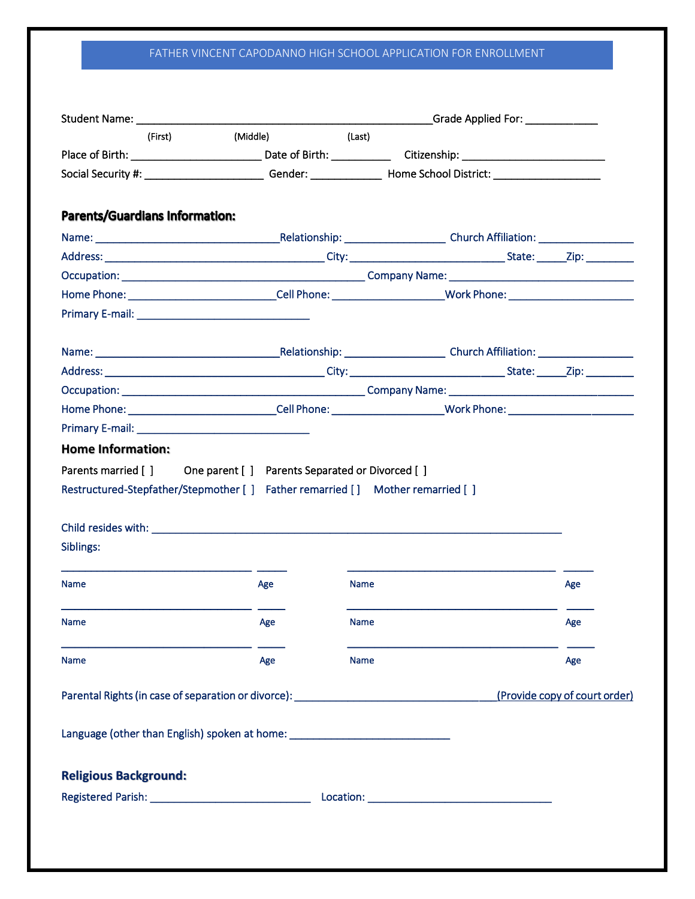# FATHER VINCENT CAPODANNO HIGH SCHOOL APPLICATION FOR ENROLLMENT

Student Name: ______________________________________________ Grade Applied For: ____________

(First) (Middle) (Last)

Place of Birth: ______________________ Date of Birth: __________ Citizenship: ________________________

Social Security #: ____________________ Gender: ____________ Home School District: __________________

## Parents/Guardians Information:

Name: _______________________________ Relationship: ________________ Church Affiliation: ________________

Address: _____________________________________ City: __________________________ State: _____ Zip: ________

Occupation: _________________________________________ Company Name: _______________________________

Home Phone: _________________________ Cell Phone: __________________ Work Phone: _____________________

Primary E-mail: _____________________________

Name: _______________________________ Relationship: ________________ Church Affiliation: ________________

Address: _____________________________________ City: __________________________ State: _____ Zip: ________

Occupation: _________________________________________ Company Name: _______________________________

Home Phone: _________________________ Cell Phone: __________________ Work Phone: _____________________

Primary E-mail: _____________________________

## Home Information:

Parents married [ ] One parent [ ] Parents Separated or Divorced [ ]

Restructured-Stepfather/Stepmother [ ] Father remarried [ ] Mother remarried [ ]

Child resides with: ______________________________________________________________________

Siblings:

| Name | Age | Name | Age |
|---|---|---|---|
| ________________________________ | _____ | ________________________________ | _____ |
| ________________________________ | _____ | ________________________________ | _____ |
| ________________________________ | _____ | ________________________________ | _____ |

Parental Rights (in case of separation or divorce): ________________________________ (Provide copy of court order)

Language (other than English) spoken at home: ___________________________

## Religious Background:

Registered Parish: ___________________________ Location: _______________________________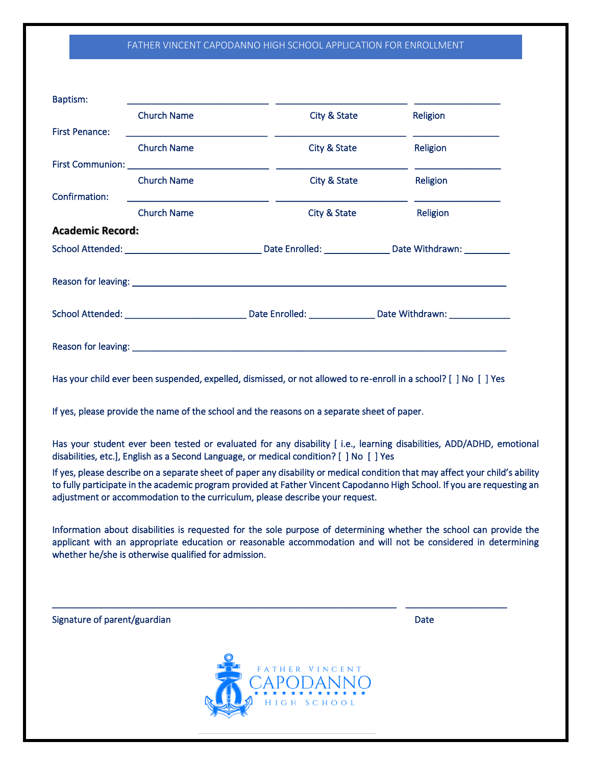FATHER VINCENT CAPODANNO HIGH SCHOOL APPLICATION FOR ENROLLMENT

Baptism: ____________________________ ____________________________ __________________

Church Name | City & State | Religion

First Penance: ____________________________ ____________________________ __________________

Church Name | City & State | Religion

First Communion: ____________________________ ____________________________ __________________

Church Name | City & State | Religion

Confirmation: ____________________________ ____________________________ __________________

Church Name | City & State | Religion

**Academic Record:**

School Attended: ___________________________ Date Enrolled: _____________ Date Withdrawn: _________

Reason for leaving: ___________________________________________________________________________

School Attended: ________________________ Date Enrolled: _____________ Date Withdrawn: ____________

Reason for leaving: ___________________________________________________________________________

Has your child ever been suspended, expelled, dismissed, or not allowed to re-enroll in a school? [ ] No [ ] Yes

If yes, please provide the name of the school and the reasons on a separate sheet of paper.

Has your student ever been tested or evaluated for any disability [ i.e., learning disabilities, ADD/ADHD, emotional disabilities, etc.], English as a Second Language, or medical condition? [ ] No [ ] Yes

If yes, please describe on a separate sheet of paper any disability or medical condition that may affect your child's ability to fully participate in the academic program provided at Father Vincent Capodanno High School. If you are requesting an adjustment or accommodation to the curriculum, please describe your request.

Information about disabilities is requested for the sole purpose of determining whether the school can provide the applicant with an appropriate education or reasonable accommodation and will not be considered in determining whether he/she is otherwise qualified for admission.

_____________________________________________________________________ ____________________

Signature of parent/guardian | Date

FATHER VINCENT CAPODANNO HIGH SCHOOL